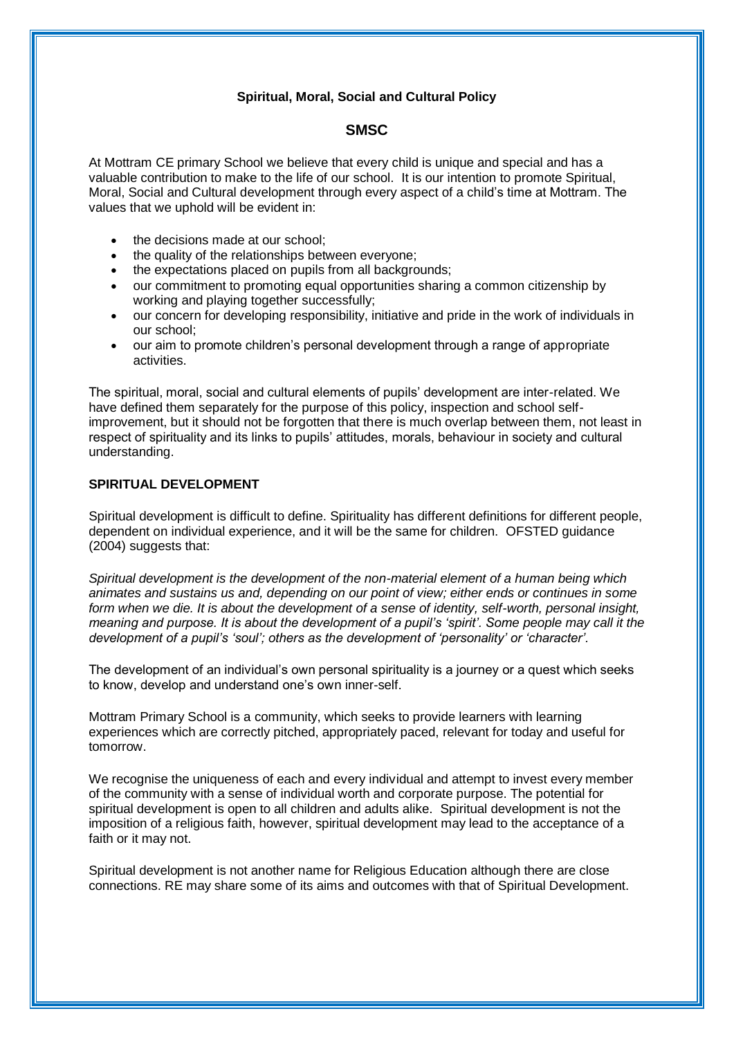**Spiritual, Moral, Social and Cultural Policy**

## SMSC

At Mottram CE primary School we believe that every child is unique and special and has a valuable contribution to make to the life of our school. It is our intention to promote Spiritual, Moral, Social and Cultural development through every aspect of a child's time at Mottram. The values that we uphold will be evident in:

- the decisions made at our school;
- the quality of the relationships between everyone;
- the expectations placed on pupils from all backgrounds;
- our commitment to promoting equal opportunities sharing a common citizenship by working and playing together successfully;
- our concern for developing responsibility, initiative and pride in the work of individuals in our school;
- our aim to promote children's personal development through a range of appropriate activities.

The spiritual, moral, social and cultural elements of pupils' development are inter-related. We have defined them separately for the purpose of this policy, inspection and school self-improvement, but it should not be forgotten that there is much overlap between them, not least in respect of spirituality and its links to pupils' attitudes, morals, behaviour in society and cultural understanding.

### SPIRITUAL DEVELOPMENT

Spiritual development is difficult to define. Spirituality has different definitions for different people, dependent on individual experience, and it will be the same for children. OFSTED guidance (2004) suggests that:

*Spiritual development is the development of the non-material element of a human being which animates and sustains us and, depending on our point of view; either ends or continues in some form when we die. It is about the development of a sense of identity, self-worth, personal insight, meaning and purpose. It is about the development of a pupil's 'spirit'. Some people may call it the development of a pupil's 'soul'; others as the development of 'personality' or 'character'.*

The development of an individual's own personal spirituality is a journey or a quest which seeks to know, develop and understand one's own inner-self.

Mottram Primary School is a community, which seeks to provide learners with learning experiences which are correctly pitched, appropriately paced, relevant for today and useful for tomorrow.

We recognise the uniqueness of each and every individual and attempt to invest every member of the community with a sense of individual worth and corporate purpose. The potential for spiritual development is open to all children and adults alike. Spiritual development is not the imposition of a religious faith, however, spiritual development may lead to the acceptance of a faith or it may not.

Spiritual development is not another name for Religious Education although there are close connections. RE may share some of its aims and outcomes with that of Spiritual Development.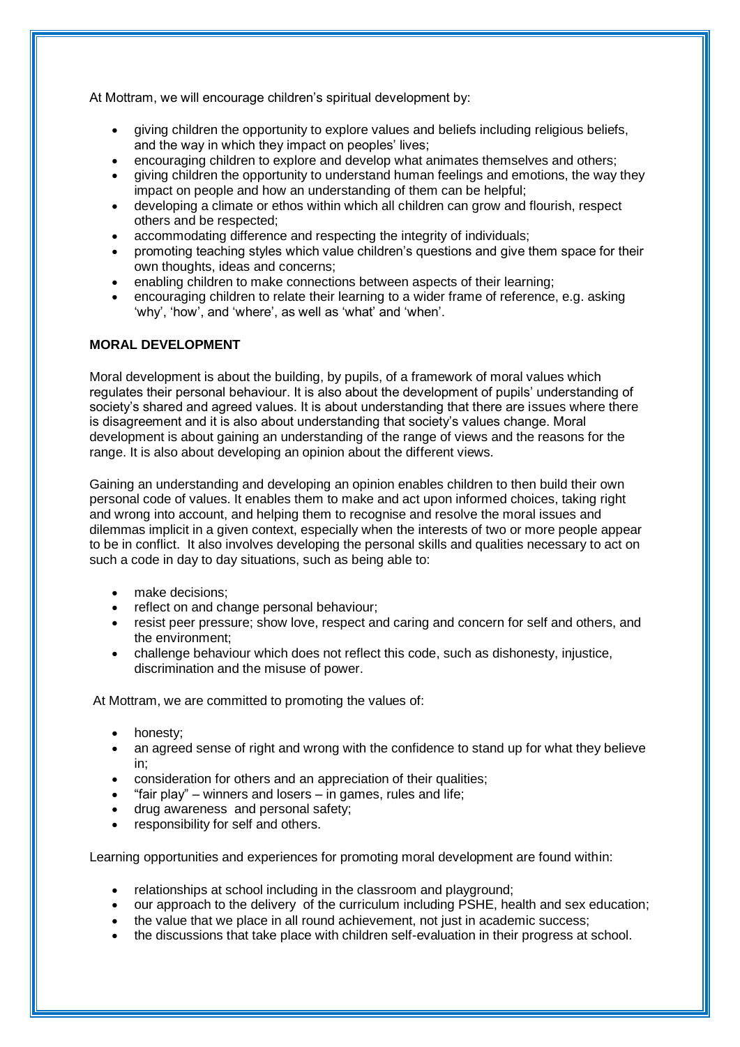At Mottram, we will encourage children's spiritual development by:

- giving children the opportunity to explore values and beliefs including religious beliefs, and the way in which they impact on peoples' lives;
- encouraging children to explore and develop what animates themselves and others;
- giving children the opportunity to understand human feelings and emotions, the way they impact on people and how an understanding of them can be helpful;
- developing a climate or ethos within which all children can grow and flourish, respect others and be respected;
- accommodating difference and respecting the integrity of individuals;
- promoting teaching styles which value children's questions and give them space for their own thoughts, ideas and concerns;
- enabling children to make connections between aspects of their learning;
- encouraging children to relate their learning to a wider frame of reference, e.g. asking 'why', 'how', and 'where', as well as 'what' and 'when'.

**MORAL DEVELOPMENT**

Moral development is about the building, by pupils, of a framework of moral values which regulates their personal behaviour. It is also about the development of pupils' understanding of society's shared and agreed values. It is about understanding that there are issues where there is disagreement and it is also about understanding that society's values change. Moral development is about gaining an understanding of the range of views and the reasons for the range. It is also about developing an opinion about the different views.

Gaining an understanding and developing an opinion enables children to then build their own personal code of values. It enables them to make and act upon informed choices, taking right and wrong into account, and helping them to recognise and resolve the moral issues and dilemmas implicit in a given context, especially when the interests of two or more people appear to be in conflict. It also involves developing the personal skills and qualities necessary to act on such a code in day to day situations, such as being able to:

- make decisions;
- reflect on and change personal behaviour;
- resist peer pressure; show love, respect and caring and concern for self and others, and the environment;
- challenge behaviour which does not reflect this code, such as dishonesty, injustice, discrimination and the misuse of power.

At Mottram, we are committed to promoting the values of:

- honesty;
- an agreed sense of right and wrong with the confidence to stand up for what they believe in;
- consideration for others and an appreciation of their qualities;
- "fair play" – winners and losers – in games, rules and life;
- drug awareness and personal safety;
- responsibility for self and others.

Learning opportunities and experiences for promoting moral development are found within:

- relationships at school including in the classroom and playground;
- our approach to the delivery of the curriculum including PSHE, health and sex education;
- the value that we place in all round achievement, not just in academic success;
- the discussions that take place with children self-evaluation in their progress at school.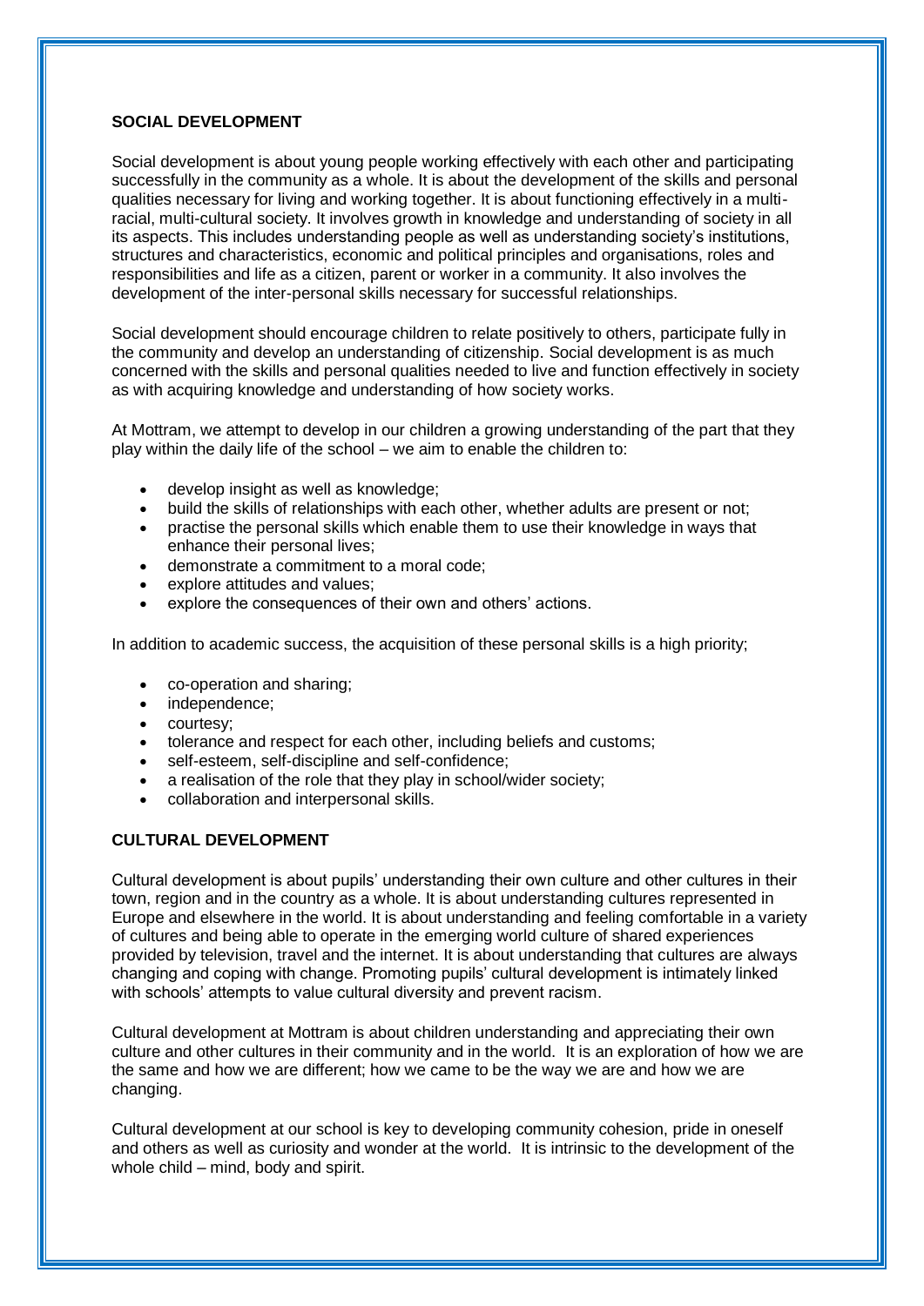## SOCIAL DEVELOPMENT

Social development is about young people working effectively with each other and participating successfully in the community as a whole. It is about the development of the skills and personal qualities necessary for living and working together. It is about functioning effectively in a multi-racial, multi-cultural society. It involves growth in knowledge and understanding of society in all its aspects. This includes understanding people as well as understanding society's institutions, structures and characteristics, economic and political principles and organisations, roles and responsibilities and life as a citizen, parent or worker in a community. It also involves the development of the inter-personal skills necessary for successful relationships.

Social development should encourage children to relate positively to others, participate fully in the community and develop an understanding of citizenship. Social development is as much concerned with the skills and personal qualities needed to live and function effectively in society as with acquiring knowledge and understanding of how society works.

At Mottram, we attempt to develop in our children a growing understanding of the part that they play within the daily life of the school – we aim to enable the children to:

- develop insight as well as knowledge;
- build the skills of relationships with each other, whether adults are present or not;
- practise the personal skills which enable them to use their knowledge in ways that enhance their personal lives;
- demonstrate a commitment to a moral code;
- explore attitudes and values;
- explore the consequences of their own and others' actions.

In addition to academic success, the acquisition of these personal skills is a high priority;

- co-operation and sharing;
- independence;
- courtesy;
- tolerance and respect for each other, including beliefs and customs;
- self-esteem, self-discipline and self-confidence;
- a realisation of the role that they play in school/wider society;
- collaboration and interpersonal skills.

## CULTURAL DEVELOPMENT

Cultural development is about pupils' understanding their own culture and other cultures in their town, region and in the country as a whole. It is about understanding cultures represented in Europe and elsewhere in the world. It is about understanding and feeling comfortable in a variety of cultures and being able to operate in the emerging world culture of shared experiences provided by television, travel and the internet. It is about understanding that cultures are always changing and coping with change. Promoting pupils' cultural development is intimately linked with schools' attempts to value cultural diversity and prevent racism.

Cultural development at Mottram is about children understanding and appreciating their own culture and other cultures in their community and in the world. It is an exploration of how we are the same and how we are different; how we came to be the way we are and how we are changing.

Cultural development at our school is key to developing community cohesion, pride in oneself and others as well as curiosity and wonder at the world. It is intrinsic to the development of the whole child – mind, body and spirit.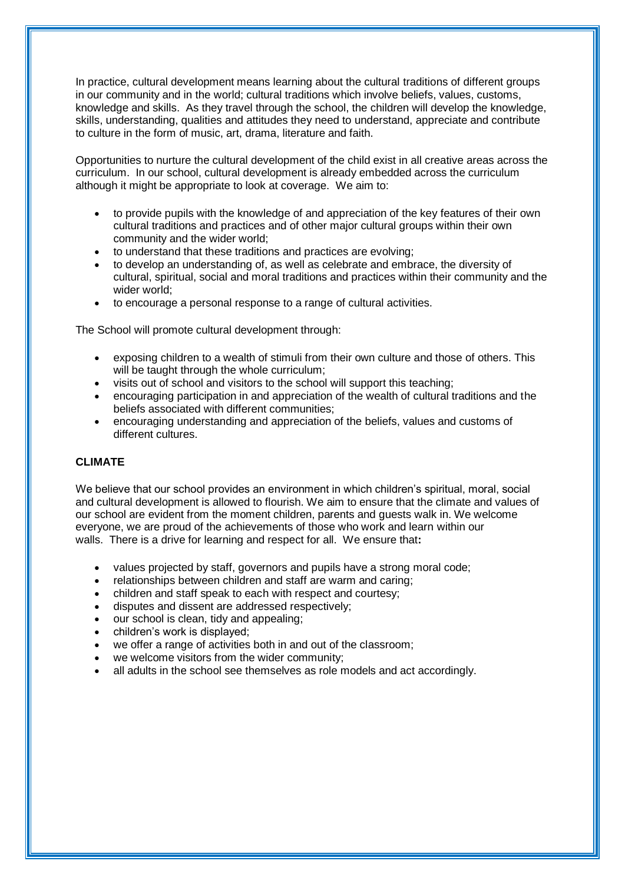In practice, cultural development means learning about the cultural traditions of different groups in our community and in the world; cultural traditions which involve beliefs, values, customs, knowledge and skills. As they travel through the school, the children will develop the knowledge, skills, understanding, qualities and attitudes they need to understand, appreciate and contribute to culture in the form of music, art, drama, literature and faith.

Opportunities to nurture the cultural development of the child exist in all creative areas across the curriculum. In our school, cultural development is already embedded across the curriculum although it might be appropriate to look at coverage. We aim to:

- to provide pupils with the knowledge of and appreciation of the key features of their own cultural traditions and practices and of other major cultural groups within their own community and the wider world;
- to understand that these traditions and practices are evolving;
- to develop an understanding of, as well as celebrate and embrace, the diversity of cultural, spiritual, social and moral traditions and practices within their community and the wider world;
- to encourage a personal response to a range of cultural activities.

The School will promote cultural development through:

- exposing children to a wealth of stimuli from their own culture and those of others. This will be taught through the whole curriculum;
- visits out of school and visitors to the school will support this teaching;
- encouraging participation in and appreciation of the wealth of cultural traditions and the beliefs associated with different communities;
- encouraging understanding and appreciation of the beliefs, values and customs of different cultures.

## CLIMATE

We believe that our school provides an environment in which children's spiritual, moral, social and cultural development is allowed to flourish. We aim to ensure that the climate and values of our school are evident from the moment children, parents and guests walk in. We welcome everyone, we are proud of the achievements of those who work and learn within our walls. There is a drive for learning and respect for all. We ensure that**:**

- values projected by staff, governors and pupils have a strong moral code;
- relationships between children and staff are warm and caring;
- children and staff speak to each with respect and courtesy;
- disputes and dissent are addressed respectively;
- our school is clean, tidy and appealing;
- children's work is displayed;
- we offer a range of activities both in and out of the classroom;
- we welcome visitors from the wider community;
- all adults in the school see themselves as role models and act accordingly.